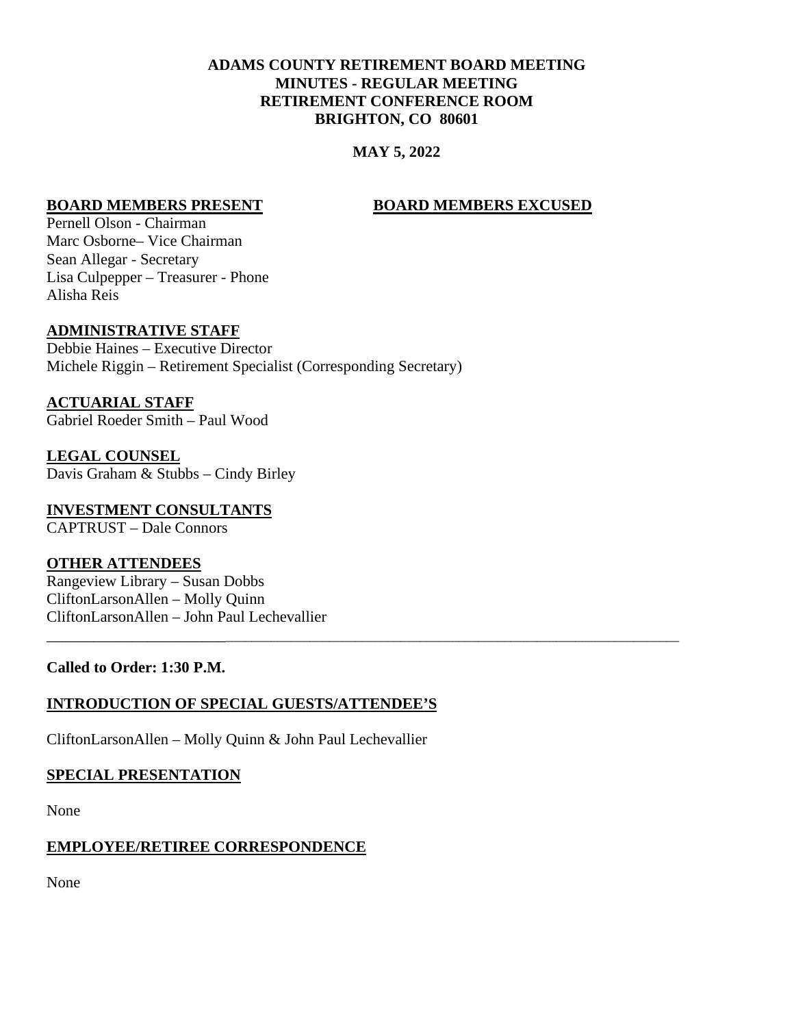**ADAMS COUNTY RETIREMENT BOARD MEETING**
**MINUTES - REGULAR MEETING**
**RETIREMENT CONFERENCE ROOM**
**BRIGHTON, CO 80601**

**MAY 5, 2022**

**BOARD MEMBERS PRESENT**

Pernell Olson - Chairman
Marc Osborne– Vice Chairman
Sean Allegar - Secretary
Lisa Culpepper – Treasurer - Phone
Alisha Reis

**BOARD MEMBERS EXCUSED**

**ADMINISTRATIVE STAFF**

Debbie Haines – Executive Director
Michele Riggin – Retirement Specialist (Corresponding Secretary)

**ACTUARIAL STAFF**

Gabriel Roeder Smith – Paul Wood

**LEGAL COUNSEL**

Davis Graham & Stubbs – Cindy Birley

**INVESTMENT CONSULTANTS**

CAPTRUST – Dale Connors

**OTHER ATTENDEES**

Rangeview Library – Susan Dobbs
CliftonLarsonAllen – Molly Quinn
CliftonLarsonAllen – John Paul Lechevallier

---

**Called to Order: 1:30 P.M.**

## INTRODUCTION OF SPECIAL GUESTS/ATTENDEE'S

CliftonLarsonAllen – Molly Quinn & John Paul Lechevallier

## SPECIAL PRESENTATION

None

## EMPLOYEE/RETIREE CORRESPONDENCE

None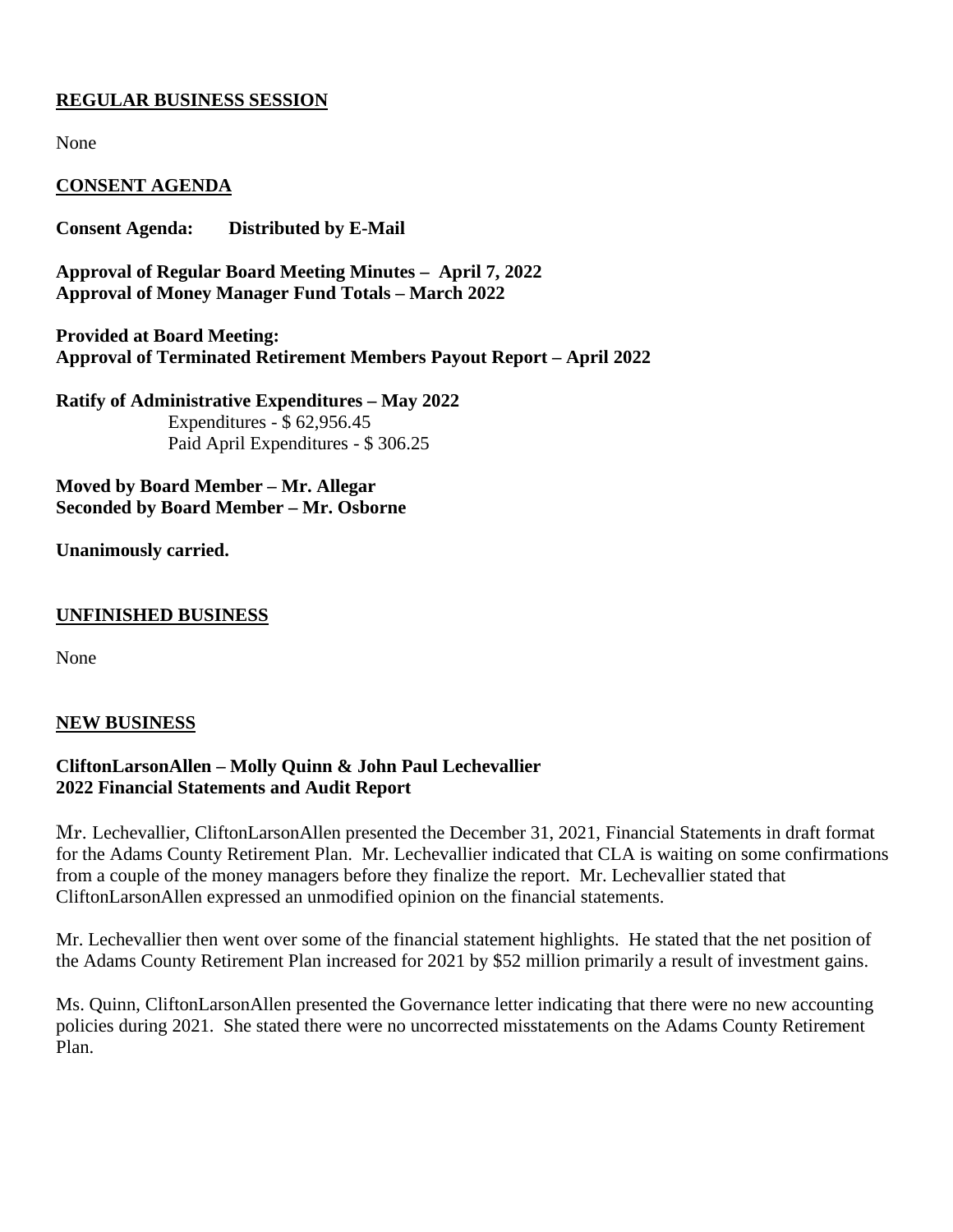**REGULAR BUSINESS SESSION**

None

**CONSENT AGENDA**

**Consent Agenda: Distributed by E-Mail**

**Approval of Regular Board Meeting Minutes – April 7, 2022**
**Approval of Money Manager Fund Totals – March 2022**

**Provided at Board Meeting:**
**Approval of Terminated Retirement Members Payout Report – April 2022**

**Ratify of Administrative Expenditures – May 2022**
Expenditures - $ 62,956.45
Paid April Expenditures - $ 306.25

**Moved by Board Member – Mr. Allegar**
**Seconded by Board Member – Mr. Osborne**

**Unanimously carried.**

**UNFINISHED BUSINESS**

None

**NEW BUSINESS**

**CliftonLarsonAllen – Molly Quinn & John Paul Lechevallier**
**2022 Financial Statements and Audit Report**

Mr. Lechevallier, CliftonLarsonAllen presented the December 31, 2021, Financial Statements in draft format for the Adams County Retirement Plan. Mr. Lechevallier indicated that CLA is waiting on some confirmations from a couple of the money managers before they finalize the report. Mr. Lechevallier stated that CliftonLarsonAllen expressed an unmodified opinion on the financial statements.

Mr. Lechevallier then went over some of the financial statement highlights. He stated that the net position of the Adams County Retirement Plan increased for 2021 by $52 million primarily a result of investment gains.

Ms. Quinn, CliftonLarsonAllen presented the Governance letter indicating that there were no new accounting policies during 2021. She stated there were no uncorrected misstatements on the Adams County Retirement Plan.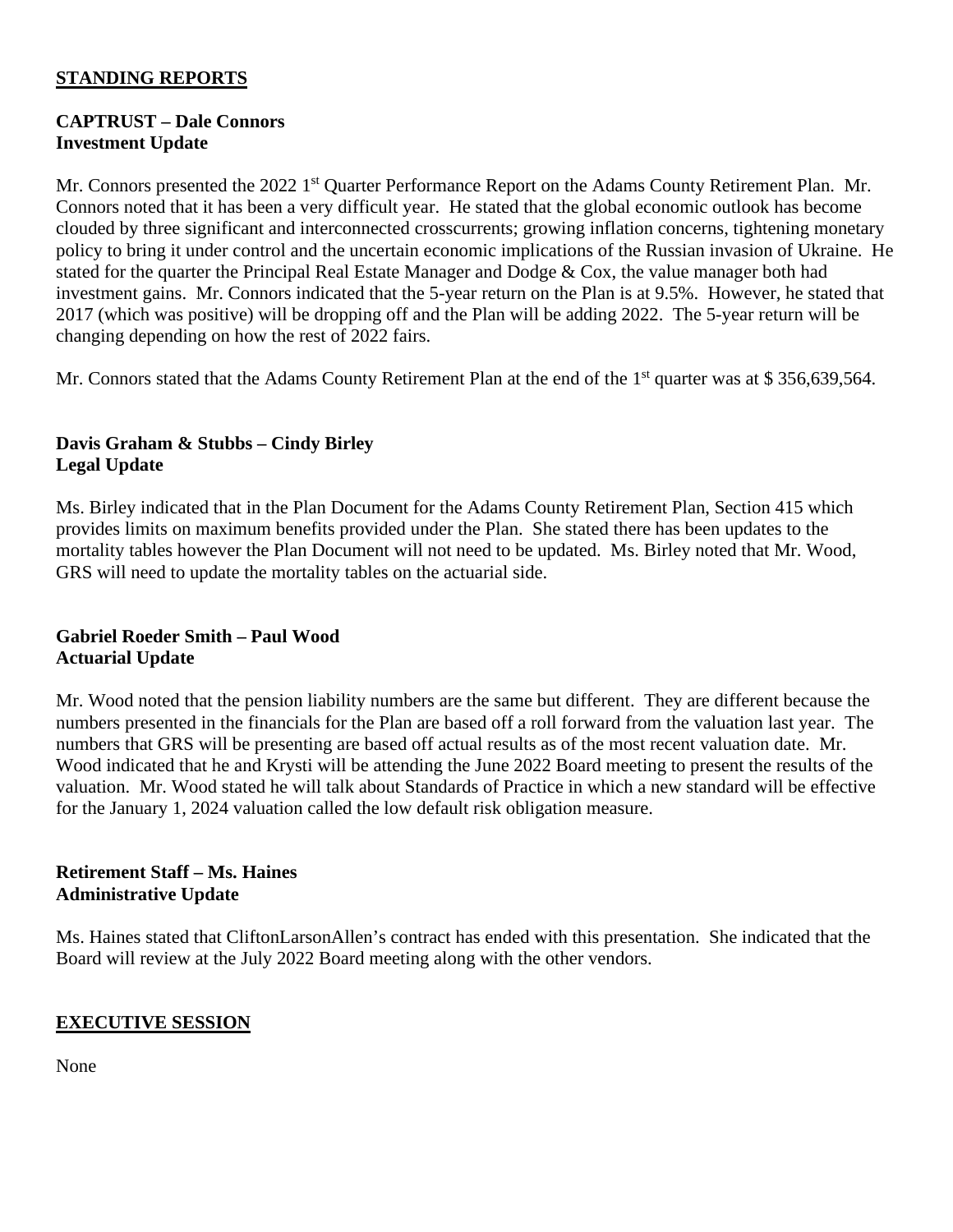## STANDING REPORTS

**CAPTRUST – Dale Connors**
**Investment Update**

Mr. Connors presented the 2022 1st Quarter Performance Report on the Adams County Retirement Plan. Mr. Connors noted that it has been a very difficult year. He stated that the global economic outlook has become clouded by three significant and interconnected crosscurrents; growing inflation concerns, tightening monetary policy to bring it under control and the uncertain economic implications of the Russian invasion of Ukraine. He stated for the quarter the Principal Real Estate Manager and Dodge & Cox, the value manager both had investment gains. Mr. Connors indicated that the 5-year return on the Plan is at 9.5%. However, he stated that 2017 (which was positive) will be dropping off and the Plan will be adding 2022. The 5-year return will be changing depending on how the rest of 2022 fairs.

Mr. Connors stated that the Adams County Retirement Plan at the end of the 1st quarter was at $ 356,639,564.

**Davis Graham & Stubbs – Cindy Birley**
**Legal Update**

Ms. Birley indicated that in the Plan Document for the Adams County Retirement Plan, Section 415 which provides limits on maximum benefits provided under the Plan. She stated there has been updates to the mortality tables however the Plan Document will not need to be updated. Ms. Birley noted that Mr. Wood, GRS will need to update the mortality tables on the actuarial side.

**Gabriel Roeder Smith – Paul Wood**
**Actuarial Update**

Mr. Wood noted that the pension liability numbers are the same but different. They are different because the numbers presented in the financials for the Plan are based off a roll forward from the valuation last year. The numbers that GRS will be presenting are based off actual results as of the most recent valuation date. Mr. Wood indicated that he and Krysti will be attending the June 2022 Board meeting to present the results of the valuation. Mr. Wood stated he will talk about Standards of Practice in which a new standard will be effective for the January 1, 2024 valuation called the low default risk obligation measure.

**Retirement Staff – Ms. Haines**
**Administrative Update**

Ms. Haines stated that CliftonLarsonAllen's contract has ended with this presentation. She indicated that the Board will review at the July 2022 Board meeting along with the other vendors.

## EXECUTIVE SESSION

None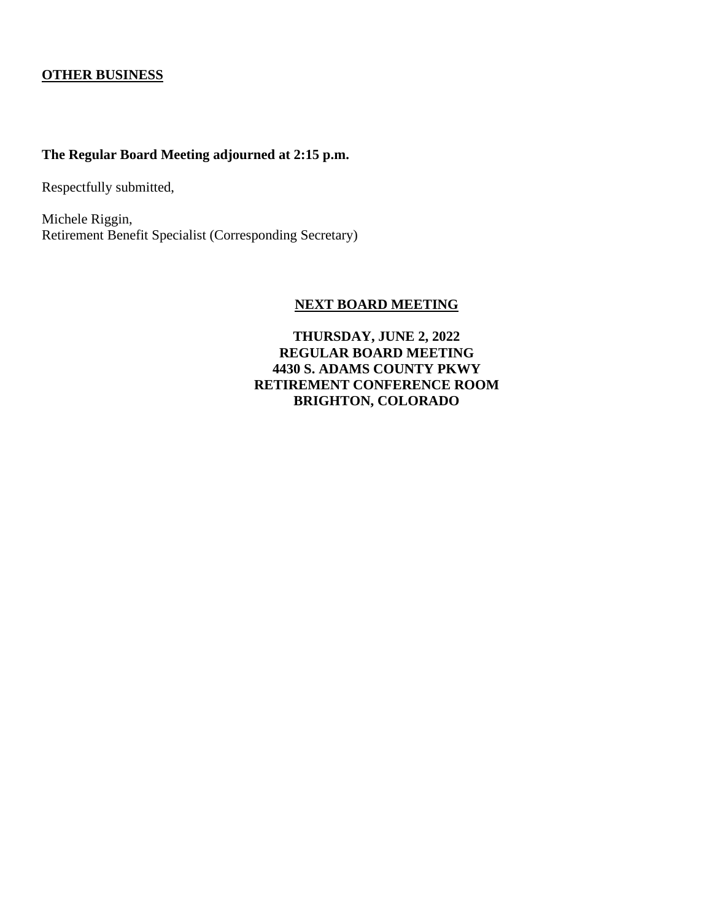**OTHER BUSINESS**

**The Regular Board Meeting adjourned at 2:15 p.m.**

Respectfully submitted,

Michele Riggin,
Retirement Benefit Specialist (Corresponding Secretary)

**NEXT BOARD MEETING**

**THURSDAY, JUNE 2, 2022**
**REGULAR BOARD MEETING**
**4430 S. ADAMS COUNTY PKWY**
**RETIREMENT CONFERENCE ROOM**
**BRIGHTON, COLORADO**